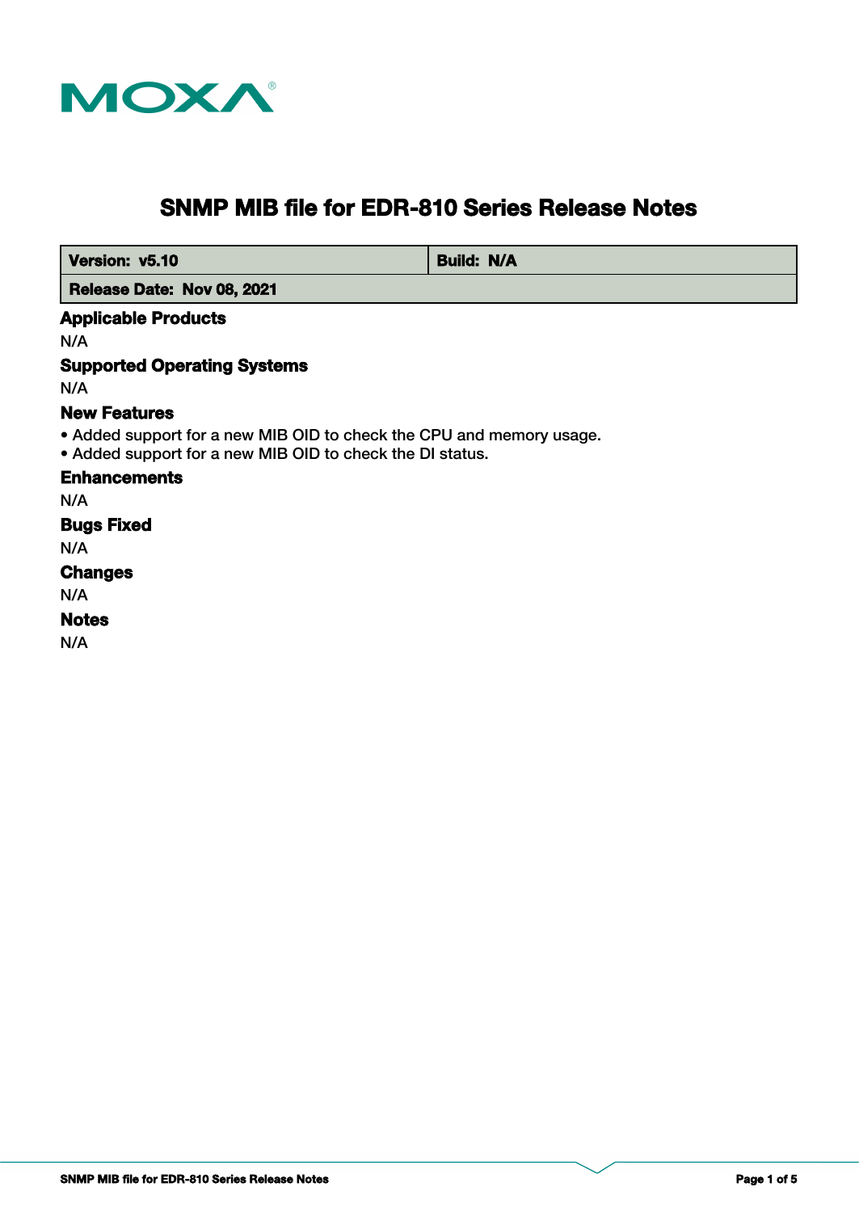# SNMP MIB file for EDR-810 Series Release Notes

| Version: v5.10 | Build: N/A |
| --- | --- |
| Release Date: Nov 08, 2021 | |

### Applicable Products

N/A

### Supported Operating Systems

N/A

### New Features

- Added support for a new MIB OID to check the CPU and memory usage.
- Added support for a new MIB OID to check the DI status.

### Enhancements

N/A

### Bugs Fixed

N/A

### Changes

N/A

### Notes

N/A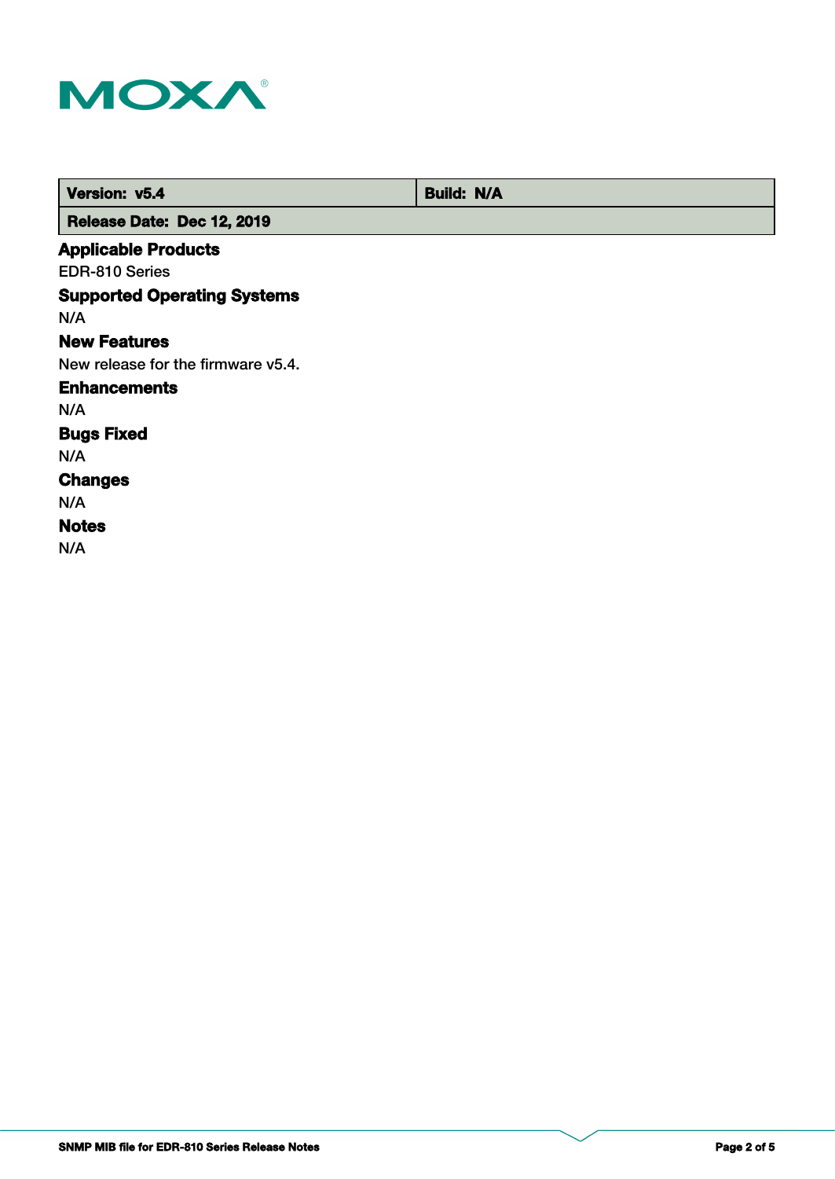| Version: v5.4 | Build: N/A |
| --- | --- |
| Release Date: Dec 12, 2019 | |

## Applicable Products

EDR-810 Series

## Supported Operating Systems

N/A

## New Features

New release for the firmware v5.4.

## Enhancements

N/A

## Bugs Fixed

N/A

## Changes

N/A

## Notes

N/A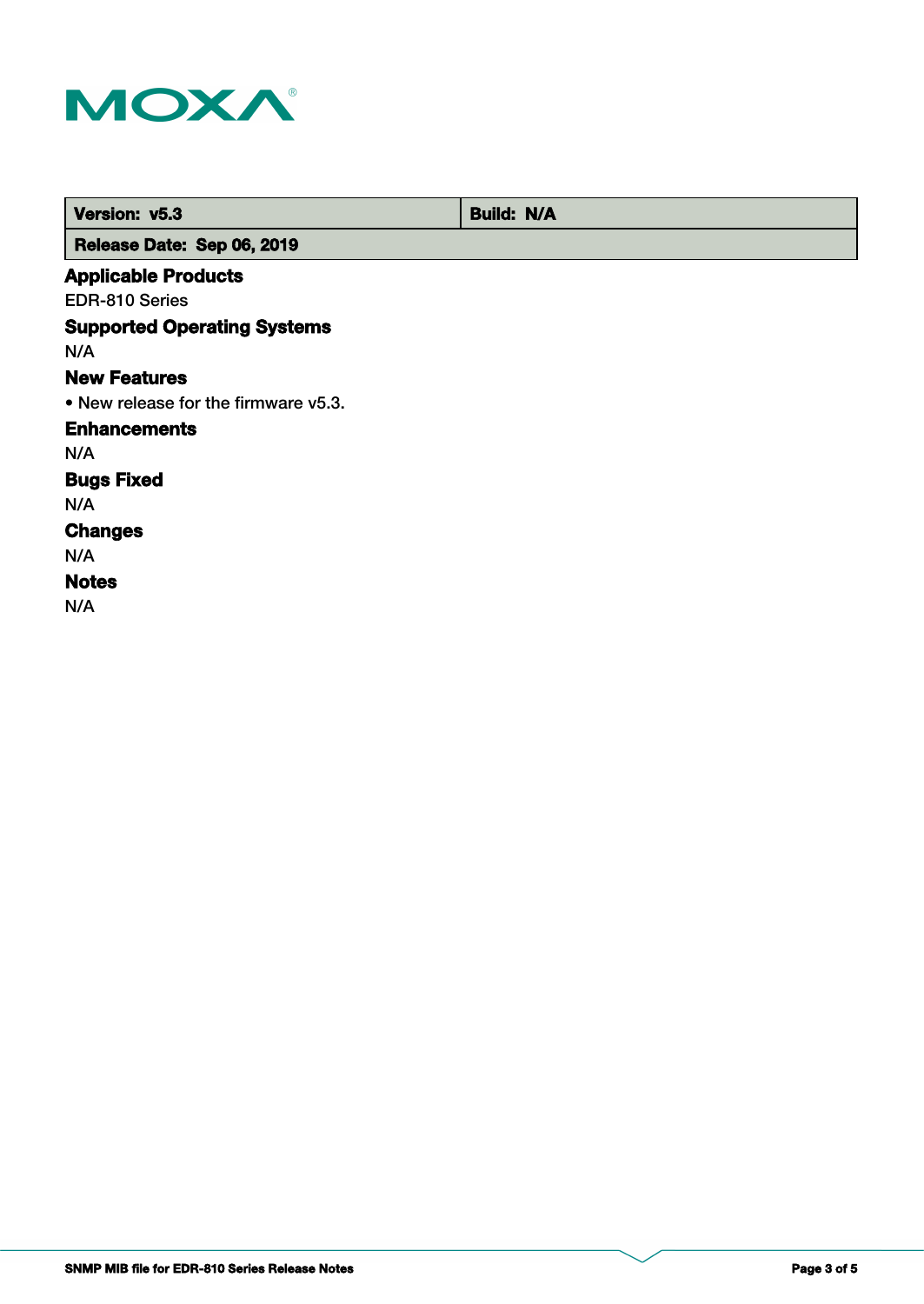| Version: v5.3 | Build: N/A |
| --- | --- |
| Release Date: Sep 06, 2019 | |

## Applicable Products

EDR-810 Series

## Supported Operating Systems

N/A

## New Features

- New release for the firmware v5.3.

## Enhancements

N/A

## Bugs Fixed

N/A

## Changes

N/A

## Notes

N/A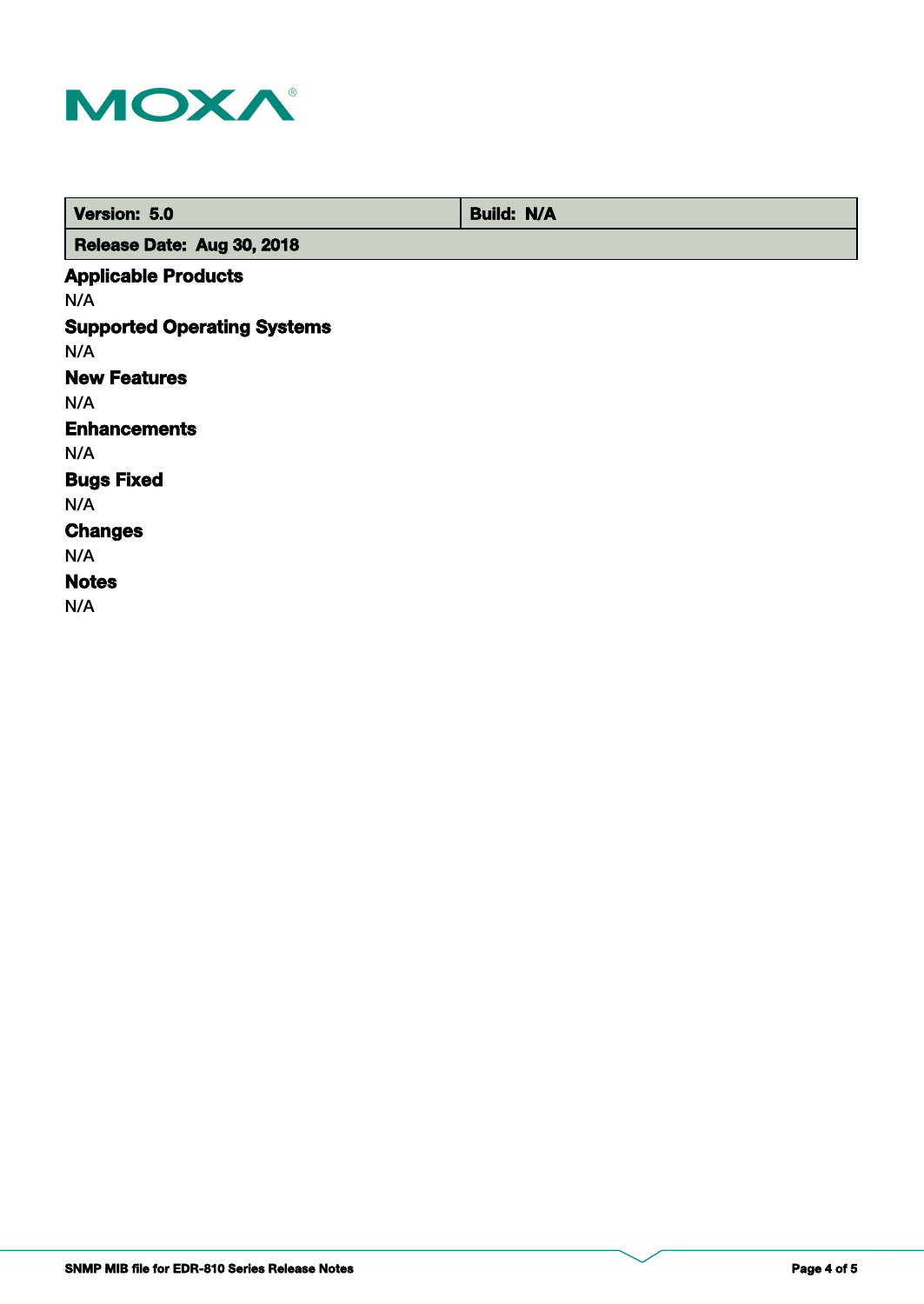| Version: 5.0 | Build: N/A |
| --- | --- |
| Release Date: Aug 30, 2018 | |

**Applicable Products**

N/A

**Supported Operating Systems**

N/A

**New Features**

N/A

**Enhancements**

N/A

**Bugs Fixed**

N/A

**Changes**

N/A

**Notes**

N/A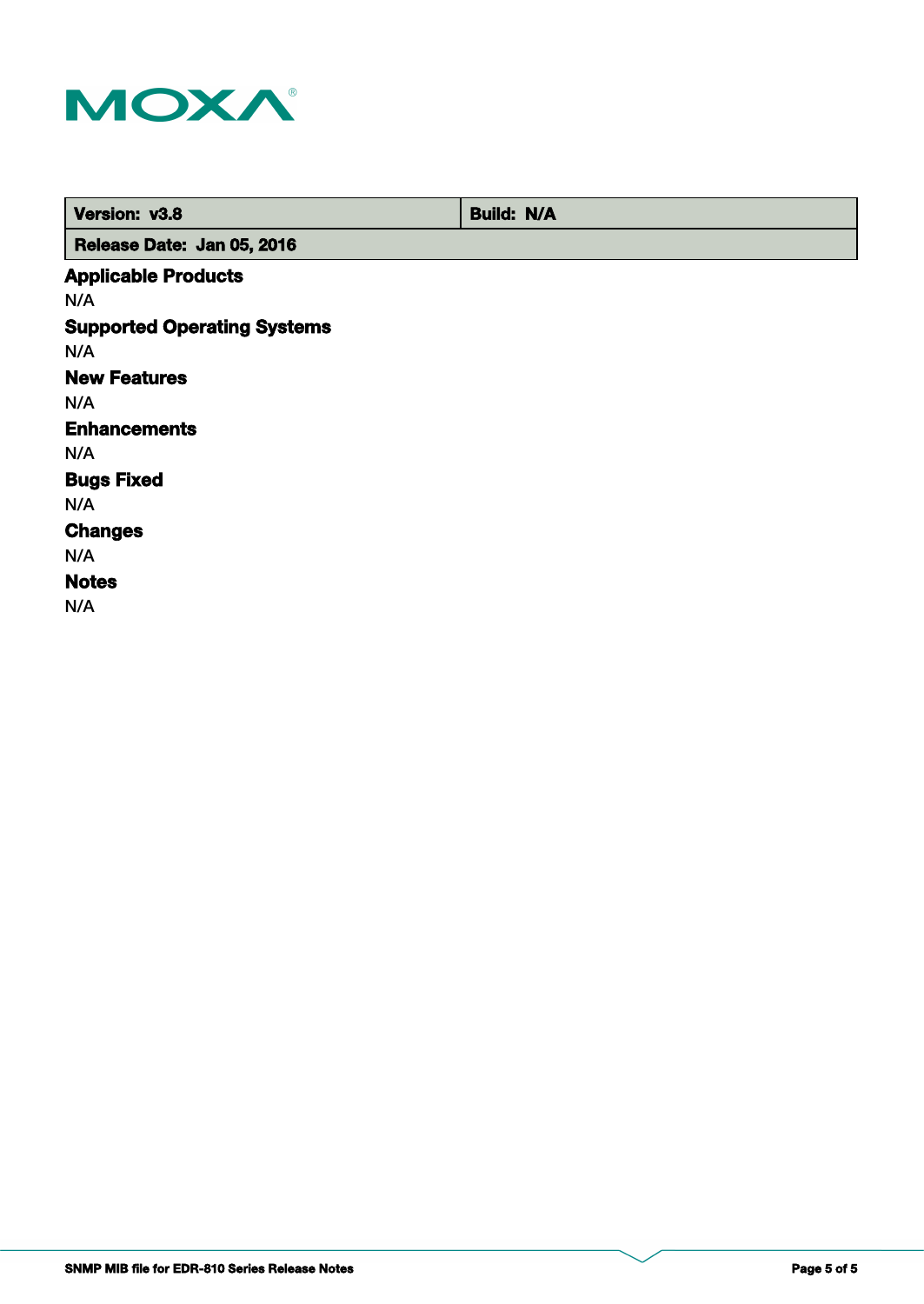| Version: v3.8 | Build: N/A |
| --- | --- |
| Release Date: Jan 05, 2016 | |

## Applicable Products

N/A

## Supported Operating Systems

N/A

## New Features

N/A

## Enhancements

N/A

## Bugs Fixed

N/A

## Changes

N/A

## Notes

N/A